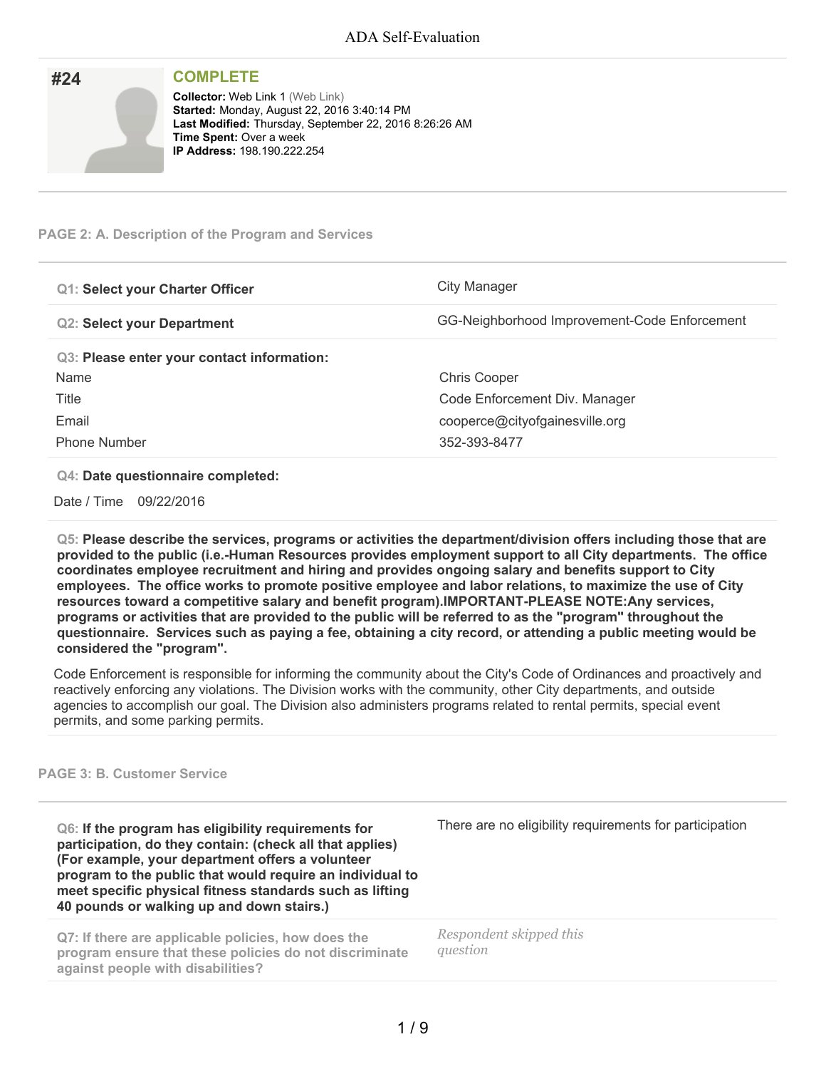## #24

**COMPLETE**

**Collector:** Web Link 1 (Web Link)
**Started:** Monday, August 22, 2016 3:40:14 PM
**Last Modified:** Thursday, September 22, 2016 8:26:26 AM
**Time Spent:** Over a week
**IP Address:** 198.190.222.254

### PAGE 2: A. Description of the Program and Services

| | |
|---|---|
| **Q1: Select your Charter Officer** | City Manager |
| **Q2: Select your Department** | GG-Neighborhood Improvement-Code Enforcement |

**Q3: Please enter your contact information:**

| | |
|---|---|
| Name | Chris Cooper |
| Title | Code Enforcement Div. Manager |
| Email | cooperce@cityofgainesville.org |
| Phone Number | 352-393-8477 |

**Q4: Date questionnaire completed:**

Date / Time 09/22/2016

**Q5: Please describe the services, programs or activities the department/division offers including those that are provided to the public (i.e.-Human Resources provides employment support to all City departments. The office coordinates employee recruitment and hiring and provides ongoing salary and benefits support to City employees. The office works to promote positive employee and labor relations, to maximize the use of City resources toward a competitive salary and benefit program).IMPORTANT-PLEASE NOTE:Any services, programs or activities that are provided to the public will be referred to as the "program" throughout the questionnaire. Services such as paying a fee, obtaining a city record, or attending a public meeting would be considered the "program".**

Code Enforcement is responsible for informing the community about the City's Code of Ordinances and proactively and reactively enforcing any violations. The Division works with the community, other City departments, and outside agencies to accomplish our goal. The Division also administers programs related to rental permits, special event permits, and some parking permits.

### PAGE 3: B. Customer Service

| | |
|---|---|
| **Q6: If the program has eligibility requirements for participation, do they contain: (check all that applies) (For example, your department offers a volunteer program to the public that would require an individual to meet specific physical fitness standards such as lifting 40 pounds or walking up and down stairs.)** | There are no eligibility requirements for participation |
| Q7: If there are applicable policies, how does the program ensure that these policies do not discriminate against people with disabilities? | *Respondent skipped this question* |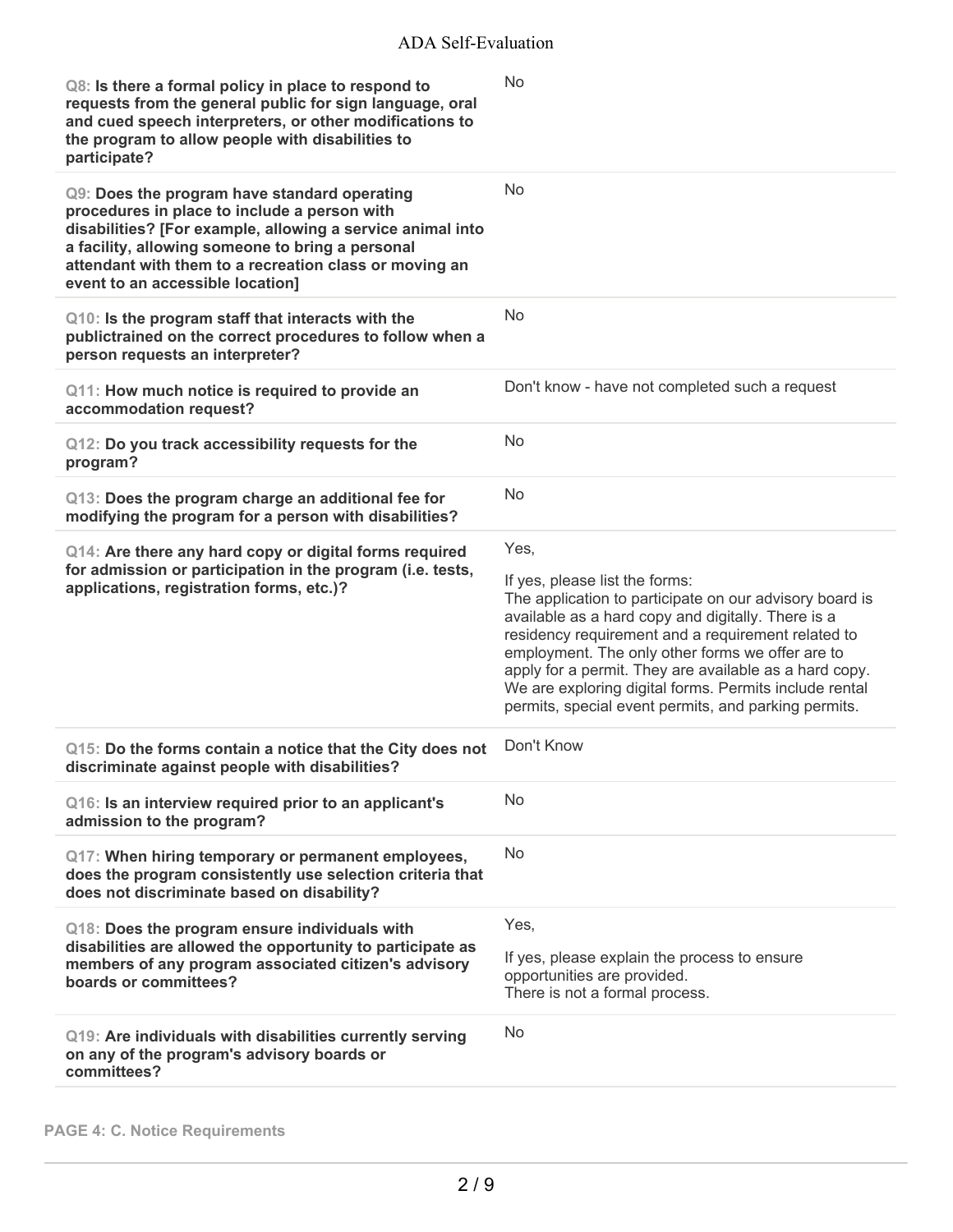| Question | Response |
| --- | --- |
| **Q8: Is there a formal policy in place to respond to requests from the general public for sign language, oral and cued speech interpreters, or other modifications to the program to allow people with disabilities to participate?** | No |
| **Q9: Does the program have standard operating procedures in place to include a person with disabilities? [For example, allowing a service animal into a facility, allowing someone to bring a personal attendant with them to a recreation class or moving an event to an accessible location]** | No |
| **Q10: Is the program staff that interacts with the publictrained on the correct procedures to follow when a person requests an interpreter?** | No |
| **Q11: How much notice is required to provide an accommodation request?** | Don't know - have not completed such a request |
| **Q12: Do you track accessibility requests for the program?** | No |
| **Q13: Does the program charge an additional fee for modifying the program for a person with disabilities?** | No |
| **Q14: Are there any hard copy or digital forms required for admission or participation in the program (i.e. tests, applications, registration forms, etc.)?** | Yes,<br><br>If yes, please list the forms:<br>The application to participate on our advisory board is available as a hard copy and digitally. There is a residency requirement and a requirement related to employment. The only other forms we offer are to apply for a permit. They are available as a hard copy. We are exploring digital forms. Permits include rental permits, special event permits, and parking permits. |
| **Q15: Do the forms contain a notice that the City does not discriminate against people with disabilities?** | Don't Know |
| **Q16: Is an interview required prior to an applicant's admission to the program?** | No |
| **Q17: When hiring temporary or permanent employees, does the program consistently use selection criteria that does not discriminate based on disability?** | No |
| **Q18: Does the program ensure individuals with disabilities are allowed the opportunity to participate as members of any program associated citizen's advisory boards or committees?** | Yes,<br><br>If yes, please explain the process to ensure opportunities are provided.<br>There is not a formal process. |
| **Q19: Are individuals with disabilities currently serving on any of the program's advisory boards or committees?** | No |

**PAGE 4: C. Notice Requirements**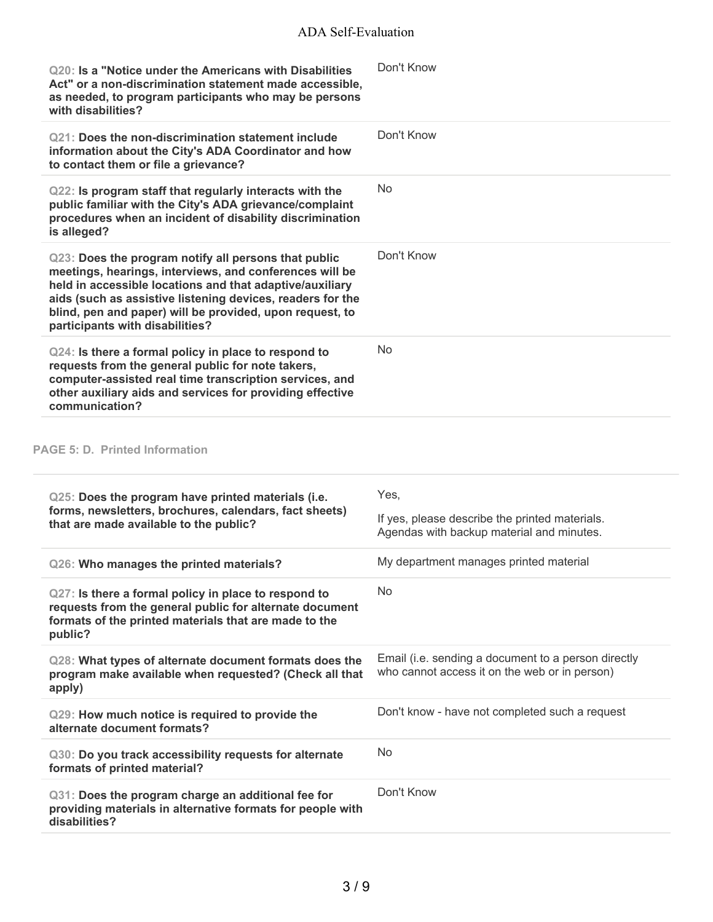| Question | Response |
| --- | --- |
| **Q20: Is a "Notice under the Americans with Disabilities Act" or a non-discrimination statement made accessible, as needed, to program participants who may be persons with disabilities?** | Don't Know |
| **Q21: Does the non-discrimination statement include information about the City's ADA Coordinator and how to contact them or file a grievance?** | Don't Know |
| **Q22: Is program staff that regularly interacts with the public familiar with the City's ADA grievance/complaint procedures when an incident of disability discrimination is alleged?** | No |
| **Q23: Does the program notify all persons that public meetings, hearings, interviews, and conferences will be held in accessible locations and that adaptive/auxiliary aids (such as assistive listening devices, readers for the blind, pen and paper) will be provided, upon request, to participants with disabilities?** | Don't Know |
| **Q24: Is there a formal policy in place to respond to requests from the general public for note takers, computer-assisted real time transcription services, and other auxiliary aids and services for providing effective communication?** | No |

## PAGE 5: D. Printed Information

| Question | Response |
| --- | --- |
| **Q25: Does the program have printed materials (i.e. forms, newsletters, brochures, calendars, fact sheets) that are made available to the public?** | Yes,<br>If yes, please describe the printed materials. Agendas with backup material and minutes. |
| **Q26: Who manages the printed materials?** | My department manages printed material |
| **Q27: Is there a formal policy in place to respond to requests from the general public for alternate document formats of the printed materials that are made to the public?** | No |
| **Q28: What types of alternate document formats does the program make available when requested? (Check all that apply)** | Email (i.e. sending a document to a person directly who cannot access it on the web or in person) |
| **Q29: How much notice is required to provide the alternate document formats?** | Don't know - have not completed such a request |
| **Q30: Do you track accessibility requests for alternate formats of printed material?** | No |
| **Q31: Does the program charge an additional fee for providing materials in alternative formats for people with disabilities?** | Don't Know |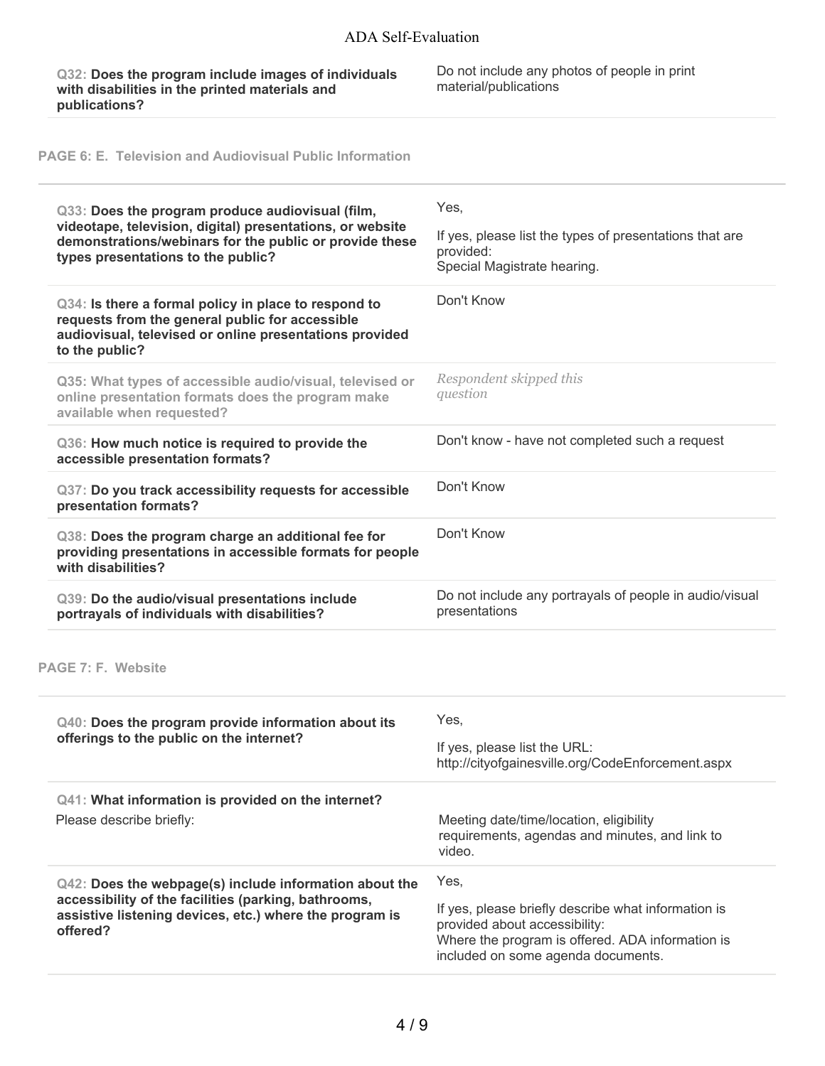| | |
|---|---|
| **Q32: Does the program include images of individuals with disabilities in the printed materials and publications?** | Do not include any photos of people in print material/publications |

## PAGE 6: E. Television and Audiovisual Public Information

| | |
|---|---|
| **Q33: Does the program produce audiovisual (film, videotape, television, digital) presentations, or website demonstrations/webinars for the public or provide these types presentations to the public?** | Yes,<br><br>If yes, please list the types of presentations that are provided:<br>Special Magistrate hearing. |
| **Q34: Is there a formal policy in place to respond to requests from the general public for accessible audiovisual, televised or online presentations provided to the public?** | Don't Know |
| Q35: What types of accessible audio/visual, televised or online presentation formats does the program make available when requested? | *Respondent skipped this question* |
| **Q36: How much notice is required to provide the accessible presentation formats?** | Don't know - have not completed such a request |
| **Q37: Do you track accessibility requests for accessible presentation formats?** | Don't Know |
| **Q38: Does the program charge an additional fee for providing presentations in accessible formats for people with disabilities?** | Don't Know |
| **Q39: Do the audio/visual presentations include portrayals of individuals with disabilities?** | Do not include any portrayals of people in audio/visual presentations |

## PAGE 7: F. Website

| | |
|---|---|
| **Q40: Does the program provide information about its offerings to the public on the internet?** | Yes,<br><br>If yes, please list the URL:<br>http://cityofgainesville.org/CodeEnforcement.aspx |
| **Q41: What information is provided on the internet?**<br>Please describe briefly: | Meeting date/time/location, eligibility requirements, agendas and minutes, and link to video. |
| **Q42: Does the webpage(s) include information about the accessibility of the facilities (parking, bathrooms, assistive listening devices, etc.) where the program is offered?** | Yes,<br><br>If yes, please briefly describe what information is provided about accessibility:<br>Where the program is offered. ADA information is included on some agenda documents. |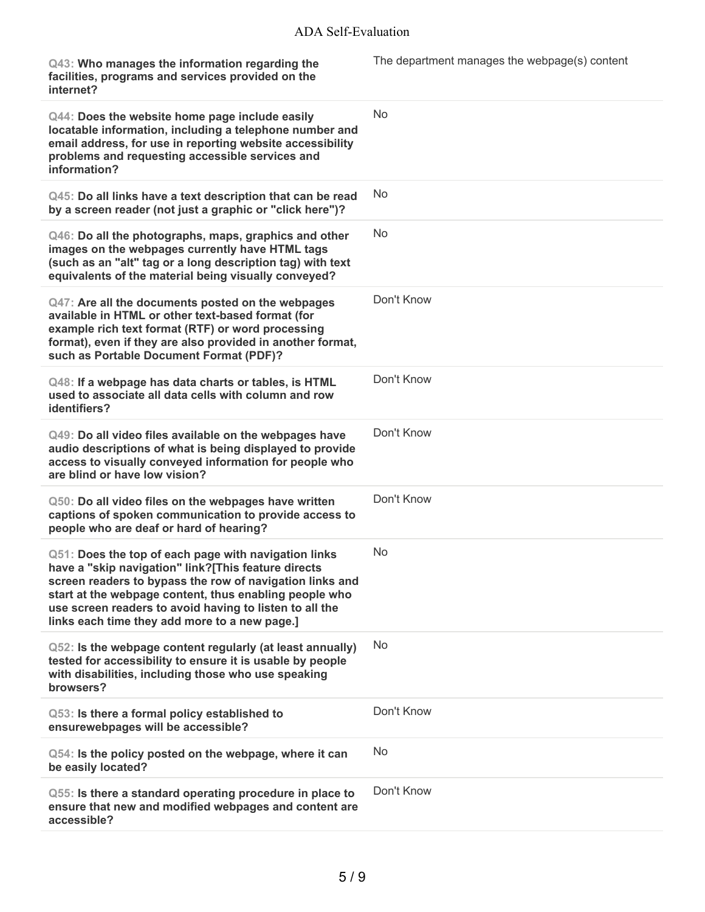| Question | Response |
|---|---|
| **Q43: Who manages the information regarding the facilities, programs and services provided on the internet?** | The department manages the webpage(s) content |
| **Q44: Does the website home page include easily locatable information, including a telephone number and email address, for use in reporting website accessibility problems and requesting accessible services and information?** | No |
| **Q45: Do all links have a text description that can be read by a screen reader (not just a graphic or "click here")?** | No |
| **Q46: Do all the photographs, maps, graphics and other images on the webpages currently have HTML tags (such as an "alt" tag or a long description tag) with text equivalents of the material being visually conveyed?** | No |
| **Q47: Are all the documents posted on the webpages available in HTML or other text-based format (for example rich text format (RTF) or word processing format), even if they are also provided in another format, such as Portable Document Format (PDF)?** | Don't Know |
| **Q48: If a webpage has data charts or tables, is HTML used to associate all data cells with column and row identifiers?** | Don't Know |
| **Q49: Do all video files available on the webpages have audio descriptions of what is being displayed to provide access to visually conveyed information for people who are blind or have low vision?** | Don't Know |
| **Q50: Do all video files on the webpages have written captions of spoken communication to provide access to people who are deaf or hard of hearing?** | Don't Know |
| **Q51: Does the top of each page with navigation links have a "skip navigation" link?[This feature directs screen readers to bypass the row of navigation links and start at the webpage content, thus enabling people who use screen readers to avoid having to listen to all the links each time they add more to a new page.]** | No |
| **Q52: Is the webpage content regularly (at least annually) tested for accessibility to ensure it is usable by people with disabilities, including those who use speaking browsers?** | No |
| **Q53: Is there a formal policy established to ensurewebpages will be accessible?** | Don't Know |
| **Q54: Is the policy posted on the webpage, where it can be easily located?** | No |
| **Q55: Is there a standard operating procedure in place to ensure that new and modified webpages and content are accessible?** | Don't Know |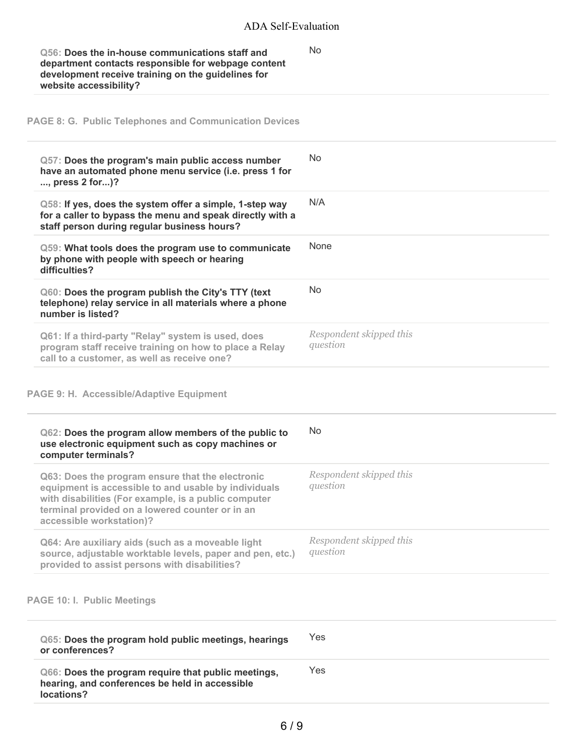| Question | Response |
|---|---|
| **Q56: Does the in-house communications staff and department contacts responsible for webpage content development receive training on the guidelines for website accessibility?** | No |

## PAGE 8: G. Public Telephones and Communication Devices

| Question | Response |
|---|---|
| **Q57: Does the program's main public access number have an automated phone menu service (i.e. press 1 for ..., press 2 for...)?** | No |
| **Q58: If yes, does the system offer a simple, 1-step way for a caller to bypass the menu and speak directly with a staff person during regular business hours?** | N/A |
| **Q59: What tools does the program use to communicate by phone with people with speech or hearing difficulties?** | None |
| **Q60: Does the program publish the City's TTY (text telephone) relay service in all materials where a phone number is listed?** | No |
| Q61: If a third-party "Relay" system is used, does program staff receive training on how to place a Relay call to a customer, as well as receive one? | *Respondent skipped this question* |

## PAGE 9: H. Accessible/Adaptive Equipment

| Question | Response |
|---|---|
| **Q62: Does the program allow members of the public to use electronic equipment such as copy machines or computer terminals?** | No |
| Q63: Does the program ensure that the electronic equipment is accessible to and usable by individuals with disabilities (For example, is a public computer terminal provided on a lowered counter or in an accessible workstation)? | *Respondent skipped this question* |
| Q64: Are auxiliary aids (such as a moveable light source, adjustable worktable levels, paper and pen, etc.) provided to assist persons with disabilities? | *Respondent skipped this question* |

## PAGE 10: I. Public Meetings

| Question | Response |
|---|---|
| **Q65: Does the program hold public meetings, hearings or conferences?** | Yes |
| **Q66: Does the program require that public meetings, hearing, and conferences be held in accessible locations?** | Yes |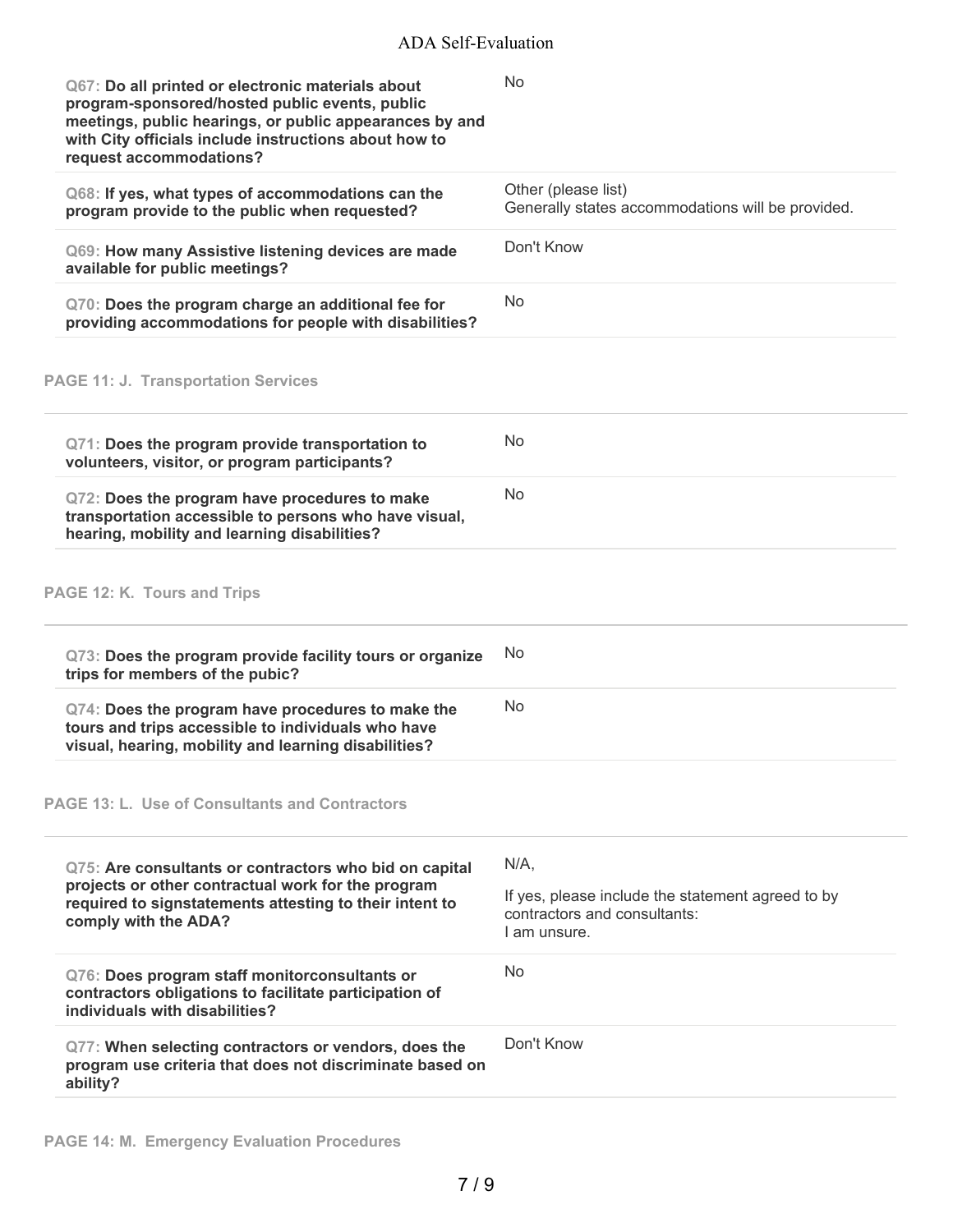| Question | Response |
| --- | --- |
| **Q67: Do all printed or electronic materials about program-sponsored/hosted public events, public meetings, public hearings, or public appearances by and with City officials include instructions about how to request accommodations?** | No |
| **Q68: If yes, what types of accommodations can the program provide to the public when requested?** | Other (please list)<br>Generally states accommodations will be provided. |
| **Q69: How many Assistive listening devices are made available for public meetings?** | Don't Know |
| **Q70: Does the program charge an additional fee for providing accommodations for people with disabilities?** | No |

## PAGE 11: J. Transportation Services

| Question | Response |
| --- | --- |
| **Q71: Does the program provide transportation to volunteers, visitor, or program participants?** | No |
| **Q72: Does the program have procedures to make transportation accessible to persons who have visual, hearing, mobility and learning disabilities?** | No |

## PAGE 12: K. Tours and Trips

| Question | Response |
| --- | --- |
| **Q73: Does the program provide facility tours or organize trips for members of the pubic?** | No |
| **Q74: Does the program have procedures to make the tours and trips accessible to individuals who have visual, hearing, mobility and learning disabilities?** | No |

## PAGE 13: L. Use of Consultants and Contractors

| Question | Response |
| --- | --- |
| **Q75: Are consultants or contractors who bid on capital projects or other contractual work for the program required to signstatements attesting to their intent to comply with the ADA?** | N/A,<br>If yes, please include the statement agreed to by contractors and consultants:<br>I am unsure. |
| **Q76: Does program staff monitorconsultants or contractors obligations to facilitate participation of individuals with disabilities?** | No |
| **Q77: When selecting contractors or vendors, does the program use criteria that does not discriminate based on ability?** | Don't Know |

## PAGE 14: M. Emergency Evaluation Procedures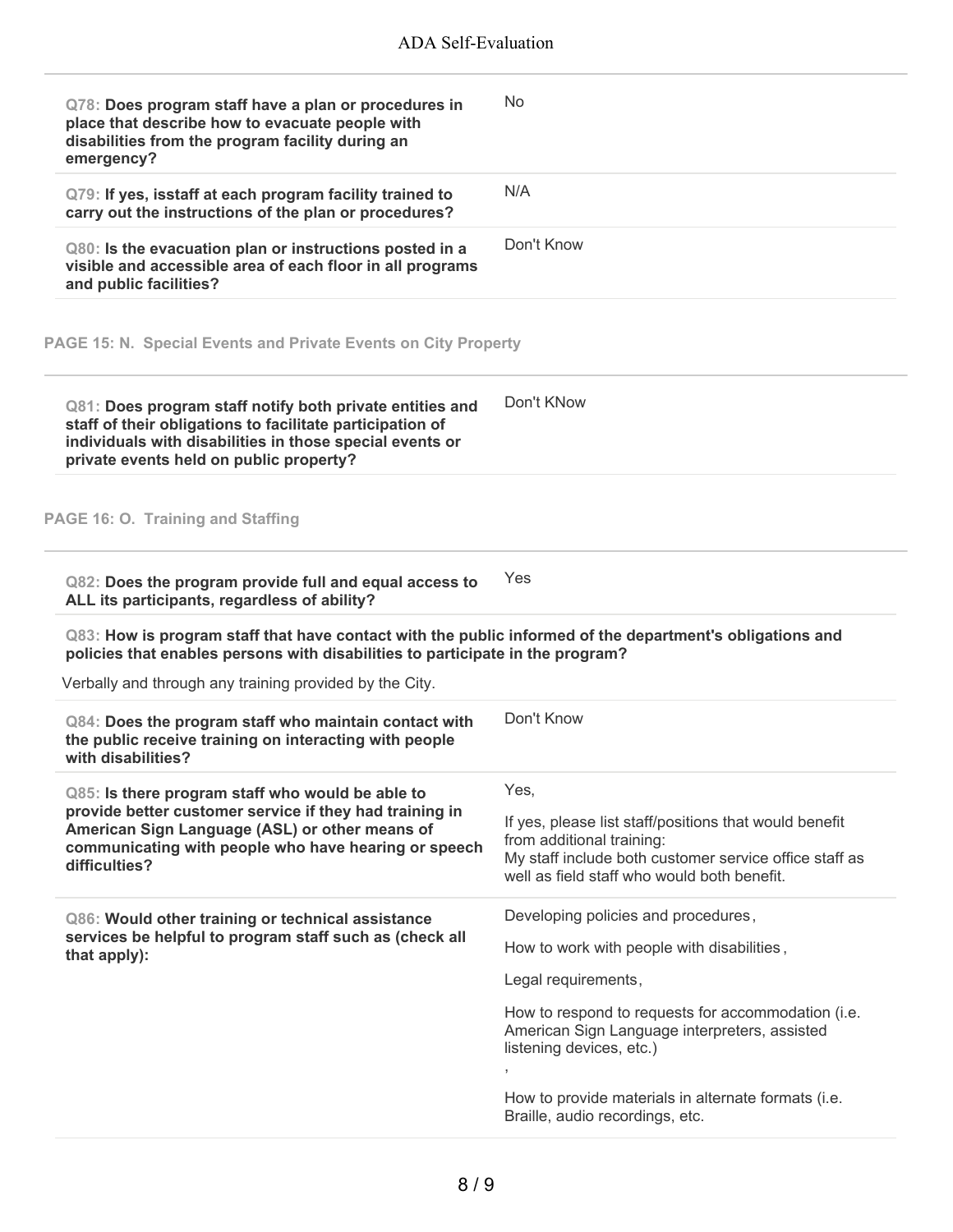**Q78: Does program staff have a plan or procedures in place that describe how to evacuate people with disabilities from the program facility during an emergency?**

No

**Q79: If yes, isstaff at each program facility trained to carry out the instructions of the plan or procedures?**

N/A

**Q80: Is the evacuation plan or instructions posted in a visible and accessible area of each floor in all programs and public facilities?**

Don't Know

## PAGE 15: N. Special Events and Private Events on City Property

**Q81: Does program staff notify both private entities and staff of their obligations to facilitate participation of individuals with disabilities in those special events or private events held on public property?**

Don't KNow

## PAGE 16: O. Training and Staffing

**Q82: Does the program provide full and equal access to ALL its participants, regardless of ability?**

Yes

**Q83: How is program staff that have contact with the public informed of the department's obligations and policies that enables persons with disabilities to participate in the program?**

Verbally and through any training provided by the City.

**Q84: Does the program staff who maintain contact with the public receive training on interacting with people with disabilities?**

Don't Know

**Q85: Is there program staff who would be able to provide better customer service if they had training in American Sign Language (ASL) or other means of communicating with people who have hearing or speech difficulties?**

Yes,

If yes, please list staff/positions that would benefit from additional training:
My staff include both customer service office staff as well as field staff who would both benefit.

**Q86: Would other training or technical assistance services be helpful to program staff such as (check all that apply):**

Developing policies and procedures,

How to work with people with disabilities,

Legal requirements,

How to respond to requests for accommodation (i.e. American Sign Language interpreters, assisted listening devices, etc.)

,

How to provide materials in alternate formats (i.e. Braille, audio recordings, etc.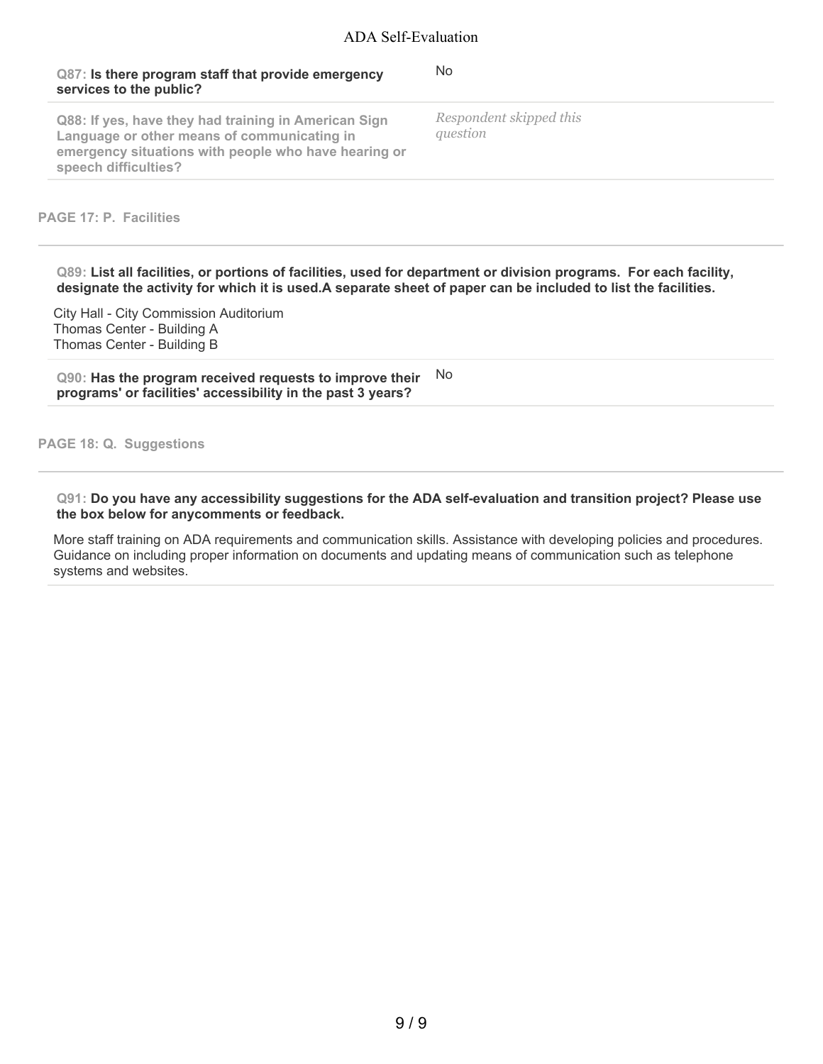**Q87: Is there program staff that provide emergency services to the public?**

No

**Q88: If yes, have they had training in American Sign Language or other means of communicating in emergency situations with people who have hearing or speech difficulties?**

*Respondent skipped this question*

## PAGE 17: P. Facilities

**Q89: List all facilities, or portions of facilities, used for department or division programs. For each facility, designate the activity for which it is used.A separate sheet of paper can be included to list the facilities.**

City Hall - City Commission Auditorium
Thomas Center - Building A
Thomas Center - Building B

**Q90: Has the program received requests to improve their programs' or facilities' accessibility in the past 3 years?**

No

## PAGE 18: Q. Suggestions

**Q91: Do you have any accessibility suggestions for the ADA self-evaluation and transition project? Please use the box below for anycomments or feedback.**

More staff training on ADA requirements and communication skills. Assistance with developing policies and procedures. Guidance on including proper information on documents and updating means of communication such as telephone systems and websites.